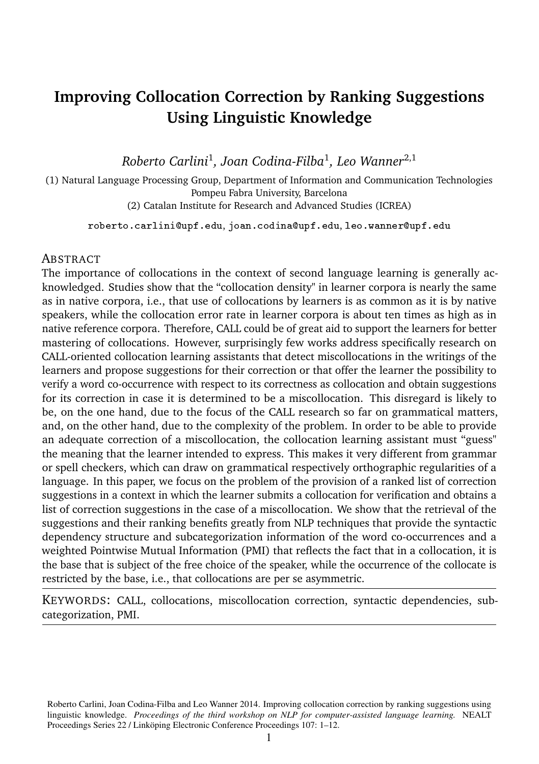# Improving Collocation Correction by Ranking Suggestions Using Linguistic Knowledge

*Roberto Carlini*[1], *Joan Codina-Filba*[1], *Leo Wanner*[2,1]

(1) Natural Language Processing Group, Department of Information and Communication Technologies
Pompeu Fabra University, Barcelona
(2) Catalan Institute for Research and Advanced Studies (ICREA)

roberto.carlini@upf.edu, joan.codina@upf.edu, leo.wanner@upf.edu

## Abstract

The importance of collocations in the context of second language learning is generally acknowledged. Studies show that the "collocation density" in learner corpora is nearly the same as in native corpora, i.e., that use of collocations by learners is as common as it is by native speakers, while the collocation error rate in learner corpora is about ten times as high as in native reference corpora. Therefore, CALL could be of great aid to support the learners for better mastering of collocations. However, surprisingly few works address specifically research on CALL-oriented collocation learning assistants that detect miscollocations in the writings of the learners and propose suggestions for their correction or that offer the learner the possibility to verify a word co-occurrence with respect to its correctness as collocation and obtain suggestions for its correction in case it is determined to be a miscollocation. This disregard is likely to be, on the one hand, due to the focus of the CALL research so far on grammatical matters, and, on the other hand, due to the complexity of the problem. In order to be able to provide an adequate correction of a miscollocation, the collocation learning assistant must "guess" the meaning that the learner intended to express. This makes it very different from grammar or spell checkers, which can draw on grammatical respectively orthographic regularities of a language. In this paper, we focus on the problem of the provision of a ranked list of correction suggestions in a context in which the learner submits a collocation for verification and obtains a list of correction suggestions in the case of a miscollocation. We show that the retrieval of the suggestions and their ranking benefits greatly from NLP techniques that provide the syntactic dependency structure and subcategorization information of the word co-occurrences and a weighted Pointwise Mutual Information (PMI) that reflects the fact that in a collocation, it is the base that is subject of the free choice of the speaker, while the occurrence of the collocate is restricted by the base, i.e., that collocations are per se asymmetric.

**Keywords:** CALL, collocations, miscollocation correction, syntactic dependencies, subcategorization, PMI.

Roberto Carlini, Joan Codina-Filba and Leo Wanner 2014. Improving collocation correction by ranking suggestions using linguistic knowledge. *Proceedings of the third workshop on NLP for computer-assisted language learning.* NEALT Proceedings Series 22 / Linköping Electronic Conference Proceedings 107: 1–12.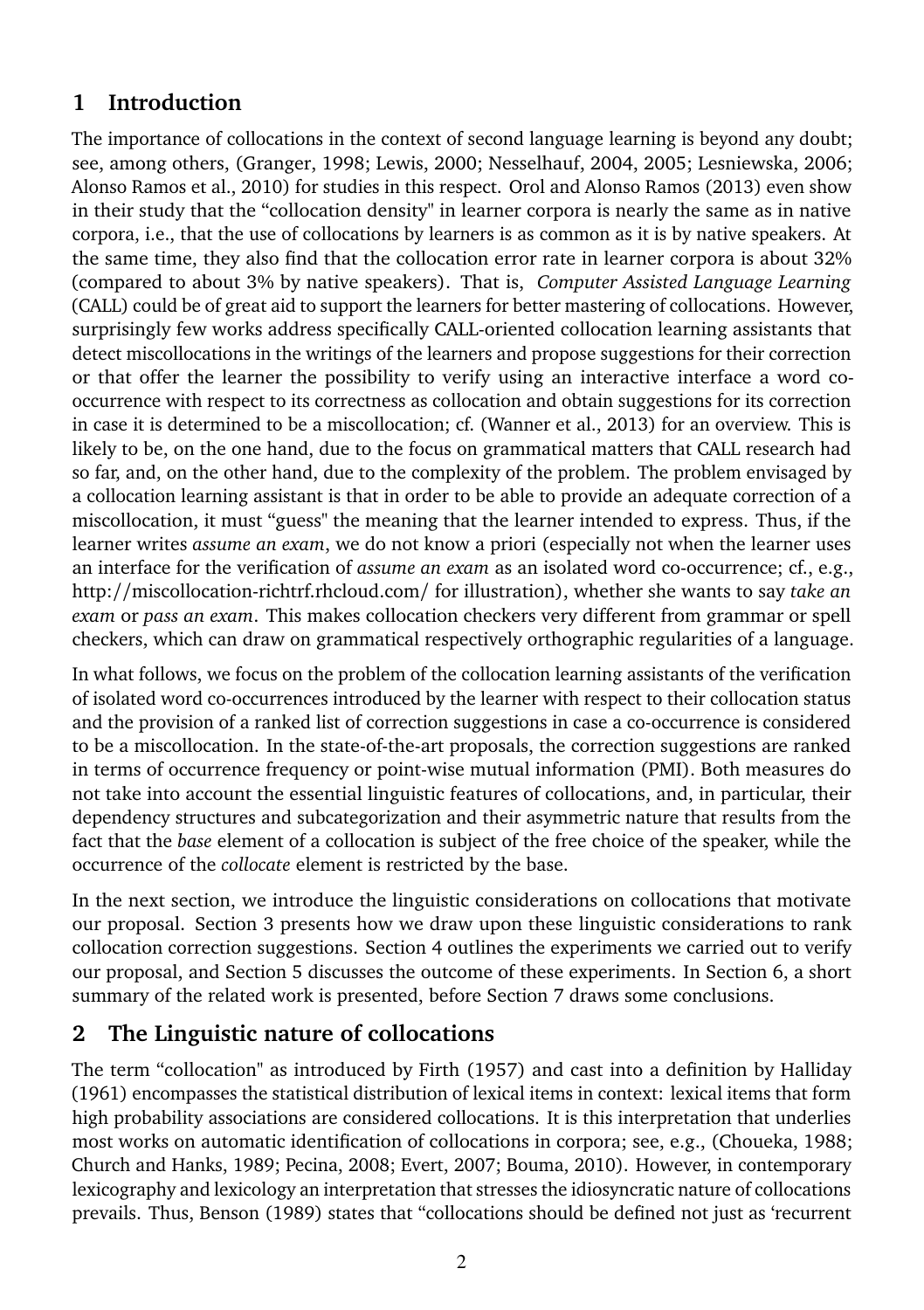## 1 Introduction

The importance of collocations in the context of second language learning is beyond any doubt; see, among others, (Granger, 1998; Lewis, 2000; Nesselhauf, 2004, 2005; Lesniewska, 2006; Alonso Ramos et al., 2010) for studies in this respect. Orol and Alonso Ramos (2013) even show in their study that the "collocation density" in learner corpora is nearly the same as in native corpora, i.e., that the use of collocations by learners is as common as it is by native speakers. At the same time, they also find that the collocation error rate in learner corpora is about 32% (compared to about 3% by native speakers). That is, *Computer Assisted Language Learning* (CALL) could be of great aid to support the learners for better mastering of collocations. However, surprisingly few works address specifically CALL-oriented collocation learning assistants that detect miscollocations in the writings of the learners and propose suggestions for their correction or that offer the learner the possibility to verify using an interactive interface a word co-occurrence with respect to its correctness as collocation and obtain suggestions for its correction in case it is determined to be a miscollocation; cf. (Wanner et al., 2013) for an overview. This is likely to be, on the one hand, due to the focus on grammatical matters that CALL research had so far, and, on the other hand, due to the complexity of the problem. The problem envisaged by a collocation learning assistant is that in order to be able to provide an adequate correction of a miscollocation, it must "guess" the meaning that the learner intended to express. Thus, if the learner writes *assume an exam*, we do not know a priori (especially not when the learner uses an interface for the verification of *assume an exam* as an isolated word co-occurrence; cf., e.g., http://miscollocation-richtrf.rhcloud.com/ for illustration), whether she wants to say *take an exam* or *pass an exam*. This makes collocation checkers very different from grammar or spell checkers, which can draw on grammatical respectively orthographic regularities of a language.

In what follows, we focus on the problem of the collocation learning assistants of the verification of isolated word co-occurrences introduced by the learner with respect to their collocation status and the provision of a ranked list of correction suggestions in case a co-occurrence is considered to be a miscollocation. In the state-of-the-art proposals, the correction suggestions are ranked in terms of occurrence frequency or point-wise mutual information (PMI). Both measures do not take into account the essential linguistic features of collocations, and, in particular, their dependency structures and subcategorization and their asymmetric nature that results from the fact that the *base* element of a collocation is subject of the free choice of the speaker, while the occurrence of the *collocate* element is restricted by the base.

In the next section, we introduce the linguistic considerations on collocations that motivate our proposal. Section 3 presents how we draw upon these linguistic considerations to rank collocation correction suggestions. Section 4 outlines the experiments we carried out to verify our proposal, and Section 5 discusses the outcome of these experiments. In Section 6, a short summary of the related work is presented, before Section 7 draws some conclusions.

## 2 The Linguistic nature of collocations

The term "collocation" as introduced by Firth (1957) and cast into a definition by Halliday (1961) encompasses the statistical distribution of lexical items in context: lexical items that form high probability associations are considered collocations. It is this interpretation that underlies most works on automatic identification of collocations in corpora; see, e.g., (Choueka, 1988; Church and Hanks, 1989; Pecina, 2008; Evert, 2007; Bouma, 2010). However, in contemporary lexicography and lexicology an interpretation that stresses the idiosyncratic nature of collocations prevails. Thus, Benson (1989) states that "collocations should be defined not just as 'recurrent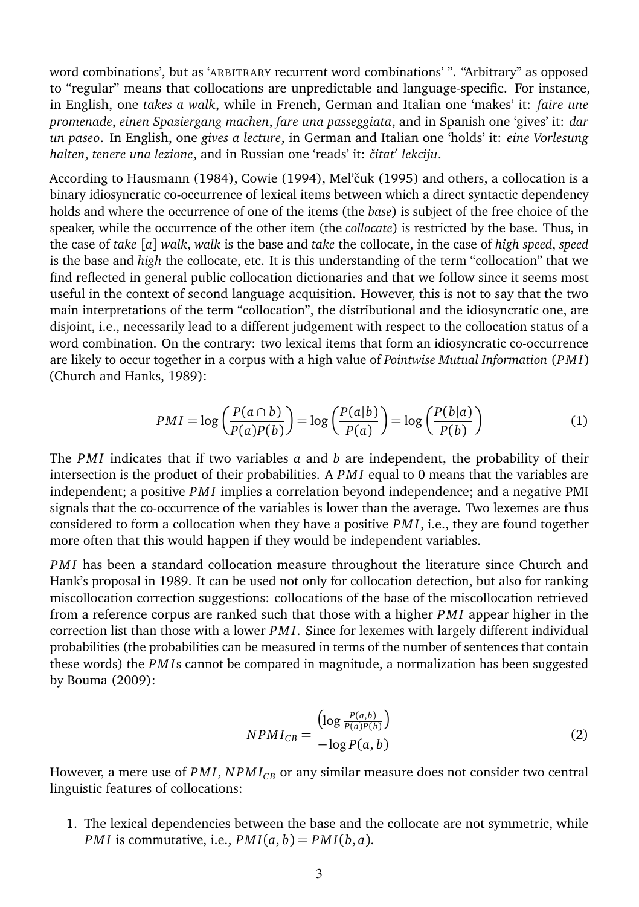word combinations', but as 'ARBITRARY recurrent word combinations' ". "Arbitrary" as opposed to "regular" means that collocations are unpredictable and language-specific. For instance, in English, one *takes a walk*, while in French, German and Italian one 'makes' it: *faire une promenade*, *einen Spaziergang machen*, *fare una passeggiata*, and in Spanish one 'gives' it: *dar un paseo*. In English, one *gives a lecture*, in German and Italian one 'holds' it: *eine Vorlesung halten*, *tenere una lezione*, and in Russian one 'reads' it: *čitat' lekciju*.

According to Hausmann (1984), Cowie (1994), Mel'čuk (1995) and others, a collocation is a binary idiosyncratic co-occurrence of lexical items between which a direct syntactic dependency holds and where the occurrence of one of the items (the *base*) is subject of the free choice of the speaker, while the occurrence of the other item (the *collocate*) is restricted by the base. Thus, in the case of *take* [*a*] *walk*, *walk* is the base and *take* the collocate, in the case of *high speed*, *speed* is the base and *high* the collocate, etc. It is this understanding of the term "collocation" that we find reflected in general public collocation dictionaries and that we follow since it seems most useful in the context of second language acquisition. However, this is not to say that the two main interpretations of the term "collocation", the distributional and the idiosyncratic one, are disjoint, i.e., necessarily lead to a different judgement with respect to the collocation status of a word combination. On the contrary: two lexical items that form an idiosyncratic co-occurrence are likely to occur together in a corpus with a high value of *Pointwise Mutual Information* ($PMI$) (Church and Hanks, 1989):

$$PMI = \log\left(\frac{P(a \cap b)}{P(a)P(b)}\right) = \log\left(\frac{P(a|b)}{P(a)}\right) = \log\left(\frac{P(b|a)}{P(b)}\right) \tag{1}$$

The $PMI$ indicates that if two variables $a$ and $b$ are independent, the probability of their intersection is the product of their probabilities. A $PMI$ equal to 0 means that the variables are independent; a positive $PMI$ implies a correlation beyond independence; and a negative PMI signals that the co-occurrence of the variables is lower than the average. Two lexemes are thus considered to form a collocation when they have a positive $PMI$, i.e., they are found together more often that this would happen if they would be independent variables.

$PMI$ has been a standard collocation measure throughout the literature since Church and Hank's proposal in 1989. It can be used not only for collocation detection, but also for ranking miscollocation correction suggestions: collocations of the base of the miscollocation retrieved from a reference corpus are ranked such that those with a higher $PMI$ appear higher in the correction list than those with a lower $PMI$. Since for lexemes with largely different individual probabilities (the probabilities can be measured in terms of the number of sentences that contain these words) the $PMI$s cannot be compared in magnitude, a normalization has been suggested by Bouma (2009):

$$NPMI_{CB} = \frac{\left(\log \frac{P(a,b)}{P(a)P(b)}\right)}{-\log P(a,b)} \tag{2}$$

However, a mere use of $PMI$, $NPMI_{CB}$ or any similar measure does not consider two central linguistic features of collocations:

1. The lexical dependencies between the base and the collocate are not symmetric, while $PMI$ is commutative, i.e., $PMI(a, b) = PMI(b, a)$.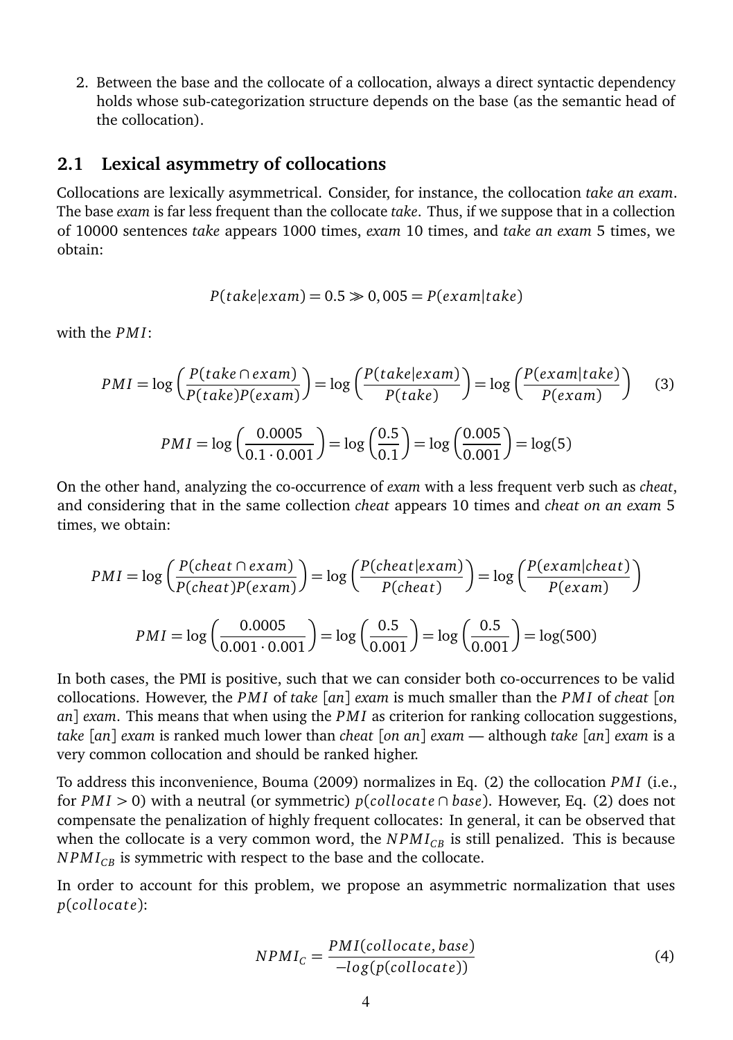2. Between the base and the collocate of a collocation, always a direct syntactic dependency holds whose sub-categorization structure depends on the base (as the semantic head of the collocation).

## 2.1 Lexical asymmetry of collocations

Collocations are lexically asymmetrical. Consider, for instance, the collocation *take an exam*. The base *exam* is far less frequent than the collocate *take*. Thus, if we suppose that in a collection of 10000 sentences *take* appears 1000 times, *exam* 10 times, and *take an exam* 5 times, we obtain:

$$P(take|exam) = 0.5 \gg 0,005 = P(exam|take)$$

with the $PMI$:

$$PMI = \log\left(\frac{P(take \cap exam)}{P(take)P(exam)}\right) = \log\left(\frac{P(take|exam)}{P(take)}\right) = \log\left(\frac{P(exam|take)}{P(exam)}\right) \quad (3)$$

$$PMI = \log\left(\frac{0.0005}{0.1 \cdot 0.001}\right) = \log\left(\frac{0.5}{0.1}\right) = \log\left(\frac{0.005}{0.001}\right) = \log(5)$$

On the other hand, analyzing the co-occurrence of *exam* with a less frequent verb such as *cheat*, and considering that in the same collection *cheat* appears 10 times and *cheat on an exam* 5 times, we obtain:

$$PMI = \log\left(\frac{P(cheat \cap exam)}{P(cheat)P(exam)}\right) = \log\left(\frac{P(cheat|exam)}{P(cheat)}\right) = \log\left(\frac{P(exam|cheat)}{P(exam)}\right)$$

$$PMI = \log\left(\frac{0.0005}{0.001 \cdot 0.001}\right) = \log\left(\frac{0.5}{0.001}\right) = \log\left(\frac{0.5}{0.001}\right) = \log(500)$$

In both cases, the PMI is positive, such that we can consider both co-occurrences to be valid collocations. However, the $PMI$ of *take* [*an*] *exam* is much smaller than the $PMI$ of *cheat* [*on an*] *exam*. This means that when using the $PMI$ as criterion for ranking collocation suggestions, *take* [*an*] *exam* is ranked much lower than *cheat* [*on an*] *exam* — although *take* [*an*] *exam* is a very common collocation and should be ranked higher.

To address this inconvenience, Bouma (2009) normalizes in Eq. (2) the collocation $PMI$ (i.e., for $PMI > 0$) with a neutral (or symmetric) $p(collocate \cap base)$. However, Eq. (2) does not compensate the penalization of highly frequent collocates: In general, it can be observed that when the collocate is a very common word, the $NPMI_{CB}$ is still penalized. This is because $NPMI_{CB}$ is symmetric with respect to the base and the collocate.

In order to account for this problem, we propose an asymmetric normalization that uses $p(collocate)$:

$$NPMI_C = \frac{PMI(collocate, base)}{-log(p(collocate))} \quad (4)$$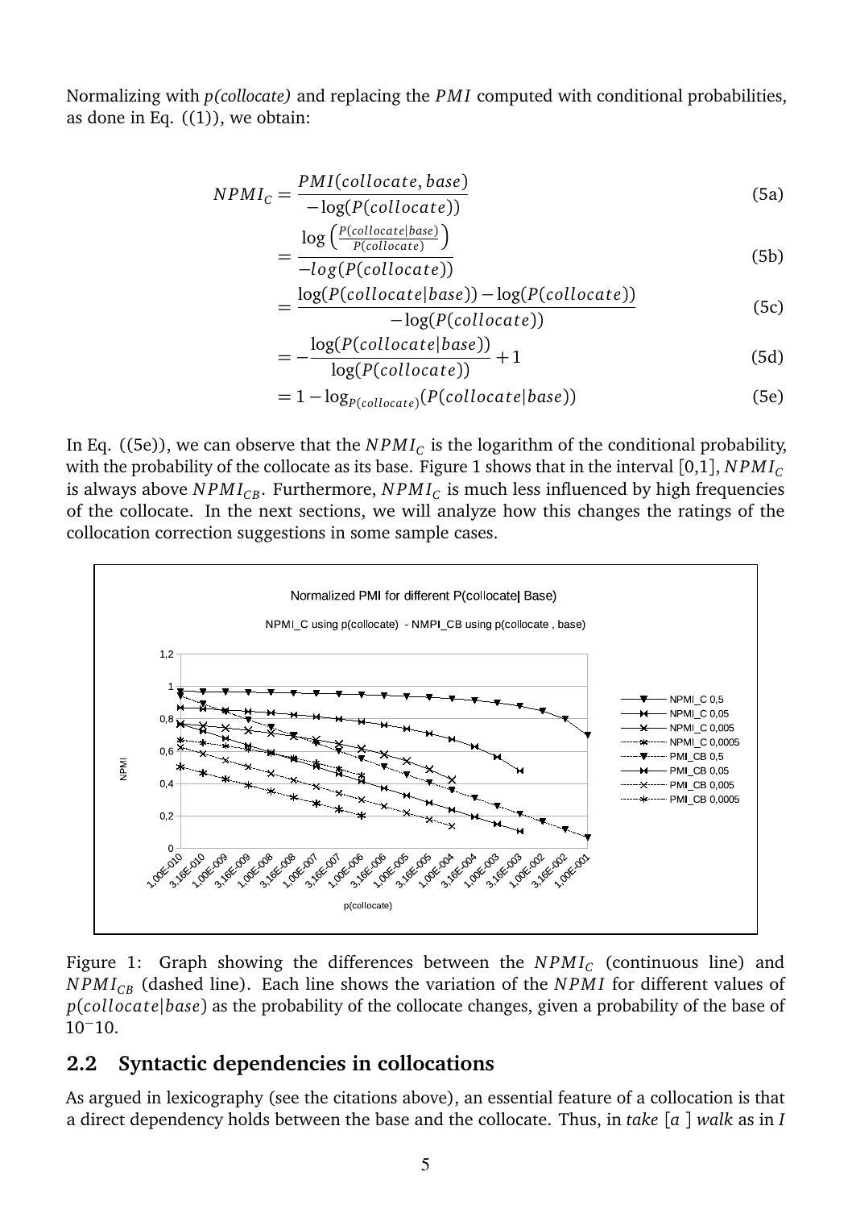Normalizing with *p(collocate)* and replacing the $PMI$ computed with conditional probabilities, as done in Eq. ((1)), we obtain:

$$
\begin{aligned}
NPMI_C &= \frac{PMI(collocate, base)}{-\log(P(collocate))} && \text{(5a)}\\
&= \frac{\log\left(\frac{P(collocate|base)}{P(collocate)}\right)}{-log(P(collocate))} && \text{(5b)}\\
&= \frac{\log(P(collocate|base)) - \log(P(collocate))}{-\log(P(collocate))} && \text{(5c)}\\
&= -\frac{\log(P(collocate|base))}{\log(P(collocate))} + 1 && \text{(5d)}\\
&= 1 - \log_{P(collocate)}(P(collocate|base)) && \text{(5e)}
\end{aligned}
$$

In Eq. ((5e)), we can observe that the $NPMI_C$ is the logarithm of the conditional probability, with the probability of the collocate as its base. Figure 1 shows that in the interval [0,1], $NPMI_C$ is always above $NPMI_{CB}$. Furthermore, $NPMI_C$ is much less influenced by high frequencies of the collocate. In the next sections, we will analyze how this changes the ratings of the collocation correction suggestions in some sample cases.

Figure 1: Graph showing the differences between the $NPMI_C$ (continuous line) and $NPMI_{CB}$ (dashed line). Each line shows the variation of the $NPMI$ for different values of $p(collocate|base)$ as the probability of the collocate changes, given a probability of the base of $10^-10$.

## 2.2 Syntactic dependencies in collocations

As argued in lexicography (see the citations above), an essential feature of a collocation is that a direct dependency holds between the base and the collocate. Thus, in *take* [*a* ] *walk* as in *I*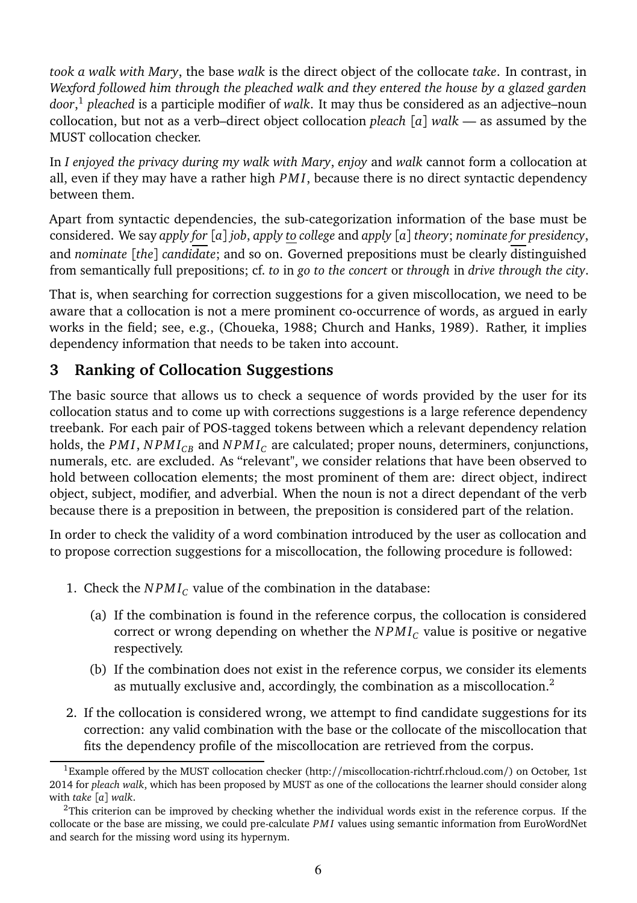*took a walk with Mary*, the base *walk* is the direct object of the collocate *take*. In contrast, in *Wexford followed him through the pleached walk and they entered the house by a glazed garden door*,[1] *pleached* is a participle modifier of *walk*. It may thus be considered as an adjective–noun collocation, but not as a verb–direct object collocation *pleach* [*a*] *walk* — as assumed by the MUST collocation checker.

In *I enjoyed the privacy during my walk with Mary*, *enjoy* and *walk* cannot form a collocation at all, even if they may have a rather high $PMI$, because there is no direct syntactic dependency between them.

Apart from syntactic dependencies, the sub-categorization information of the base must be considered. We say *apply for* [*a*] *job*, *apply to college* and *apply* [*a*] *theory*; *nominate for presidency*, and *nominate* [*the*] *candidate*; and so on. Governed prepositions must be clearly distinguished from semantically full prepositions; cf. *to* in *go to the concert* or *through* in *drive through the city*.

That is, when searching for correction suggestions for a given miscollocation, we need to be aware that a collocation is not a mere prominent co-occurrence of words, as argued in early works in the field; see, e.g., (Choueka, 1988; Church and Hanks, 1989). Rather, it implies dependency information that needs to be taken into account.

## 3 Ranking of Collocation Suggestions

The basic source that allows us to check a sequence of words provided by the user for its collocation status and to come up with corrections suggestions is a large reference dependency treebank. For each pair of POS-tagged tokens between which a relevant dependency relation holds, the $PMI$, $NPMI_{CB}$ and $NPMI_C$ are calculated; proper nouns, determiners, conjunctions, numerals, etc. are excluded. As "relevant", we consider relations that have been observed to hold between collocation elements; the most prominent of them are: direct object, indirect object, subject, modifier, and adverbial. When the noun is not a direct dependant of the verb because there is a preposition in between, the preposition is considered part of the relation.

In order to check the validity of a word combination introduced by the user as collocation and to propose correction suggestions for a miscollocation, the following procedure is followed:

1. Check the $NPMI_C$ value of the combination in the database:
   (a) If the combination is found in the reference corpus, the collocation is considered correct or wrong depending on whether the $NPMI_C$ value is positive or negative respectively.
   (b) If the combination does not exist in the reference corpus, we consider its elements as mutually exclusive and, accordingly, the combination as a miscollocation.[2]
2. If the collocation is considered wrong, we attempt to find candidate suggestions for its correction: any valid combination with the base or the collocate of the miscollocation that fits the dependency profile of the miscollocation are retrieved from the corpus.

[1] Example offered by the MUST collocation checker (http://miscollocation-richtrf.rhcloud.com/) on October, 1st 2014 for *pleach walk*, which has been proposed by MUST as one of the collocations the learner should consider along with *take* [*a*] *walk*.

[2] This criterion can be improved by checking whether the individual words exist in the reference corpus. If the collocate or the base are missing, we could pre-calculate $PMI$ values using semantic information from EuroWordNet and search for the missing word using its hypernym.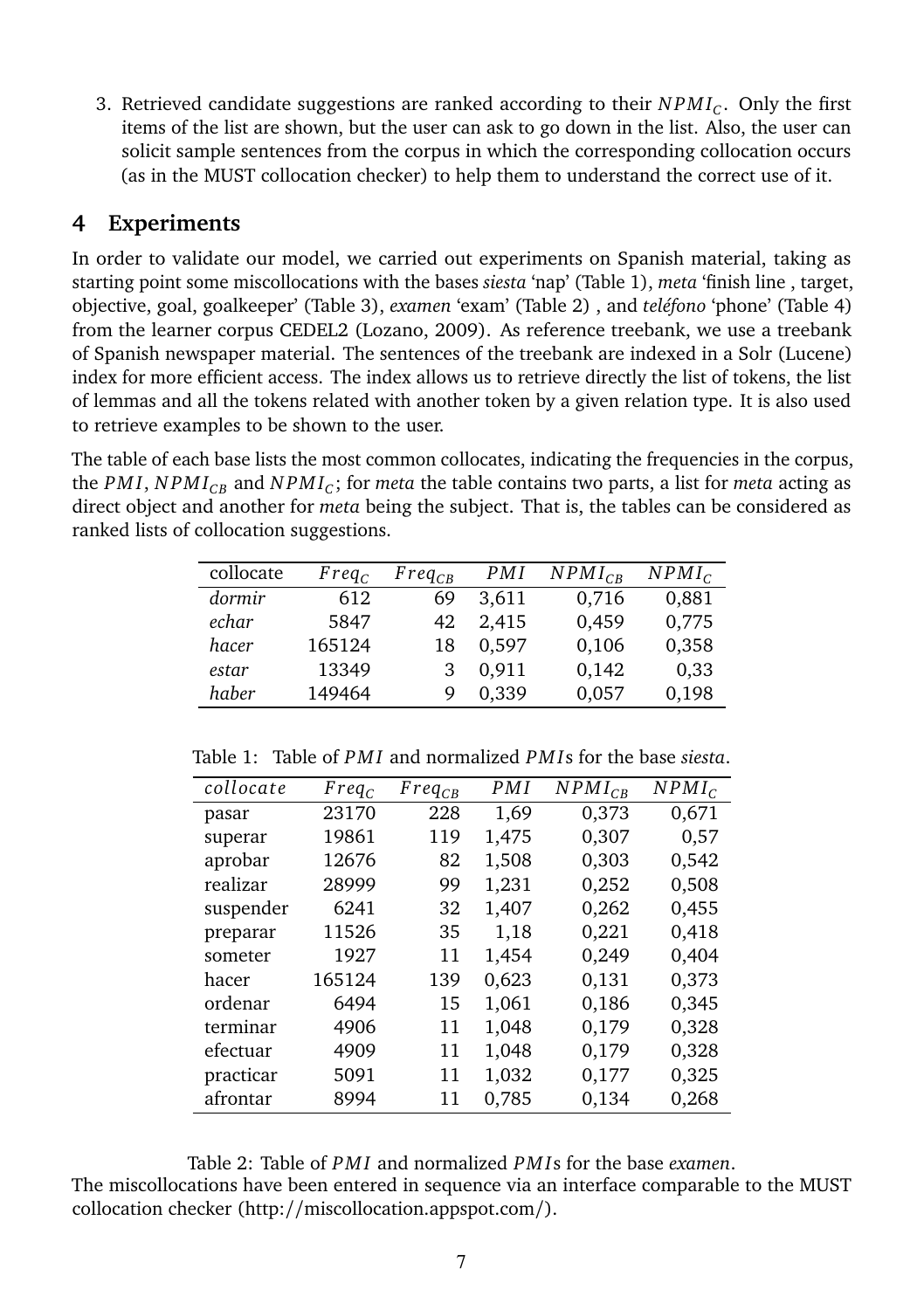3. Retrieved candidate suggestions are ranked according to their $NPMI_C$. Only the first items of the list are shown, but the user can ask to go down in the list. Also, the user can solicit sample sentences from the corpus in which the corresponding collocation occurs (as in the MUST collocation checker) to help them to understand the correct use of it.

## 4 Experiments

In order to validate our model, we carried out experiments on Spanish material, taking as starting point some miscollocations with the bases *siesta* 'nap' (Table 1), *meta* 'finish line , target, objective, goal, goalkeeper' (Table 3), *examen* 'exam' (Table 2) , and *teléfono* 'phone' (Table 4) from the learner corpus CEDEL2 (Lozano, 2009). As reference treebank, we use a treebank of Spanish newspaper material. The sentences of the treebank are indexed in a Solr (Lucene) index for more efficient access. The index allows us to retrieve directly the list of tokens, the list of lemmas and all the tokens related with another token by a given relation type. It is also used to retrieve examples to be shown to the user.

The table of each base lists the most common collocates, indicating the frequencies in the corpus, the $PMI$, $NPMI_{CB}$ and $NPMI_C$; for *meta* the table contains two parts, a list for *meta* acting as direct object and another for *meta* being the subject. That is, the tables can be considered as ranked lists of collocation suggestions.

| collocate | $Freq_C$ | $Freq_{CB}$ | $PMI$ | $NPMI_{CB}$ | $NPMI_C$ |
|---|---|---|---|---|---|
| *dormir* | 612 | 69 | 3,611 | 0,716 | 0,881 |
| *echar* | 5847 | 42 | 2,415 | 0,459 | 0,775 |
| *hacer* | 165124 | 18 | 0,597 | 0,106 | 0,358 |
| *estar* | 13349 | 3 | 0,911 | 0,142 | 0,33 |
| *haber* | 149464 | 9 | 0,339 | 0,057 | 0,198 |

Table 1: Table of $PMI$ and normalized $PMI$s for the base *siesta*.

| $collocate$ | $Freq_C$ | $Freq_{CB}$ | $PMI$ | $NPMI_{CB}$ | $NPMI_C$ |
|---|---|---|---|---|---|
| pasar | 23170 | 228 | 1,69 | 0,373 | 0,671 |
| superar | 19861 | 119 | 1,475 | 0,307 | 0,57 |
| aprobar | 12676 | 82 | 1,508 | 0,303 | 0,542 |
| realizar | 28999 | 99 | 1,231 | 0,252 | 0,508 |
| suspender | 6241 | 32 | 1,407 | 0,262 | 0,455 |
| preparar | 11526 | 35 | 1,18 | 0,221 | 0,418 |
| someter | 1927 | 11 | 1,454 | 0,249 | 0,404 |
| hacer | 165124 | 139 | 0,623 | 0,131 | 0,373 |
| ordenar | 6494 | 15 | 1,061 | 0,186 | 0,345 |
| terminar | 4906 | 11 | 1,048 | 0,179 | 0,328 |
| efectuar | 4909 | 11 | 1,048 | 0,179 | 0,328 |
| practicar | 5091 | 11 | 1,032 | 0,177 | 0,325 |
| afrontar | 8994 | 11 | 0,785 | 0,134 | 0,268 |

Table 2: Table of $PMI$ and normalized $PMI$s for the base *examen*.

The miscollocations have been entered in sequence via an interface comparable to the MUST collocation checker (http://miscollocation.appspot.com/).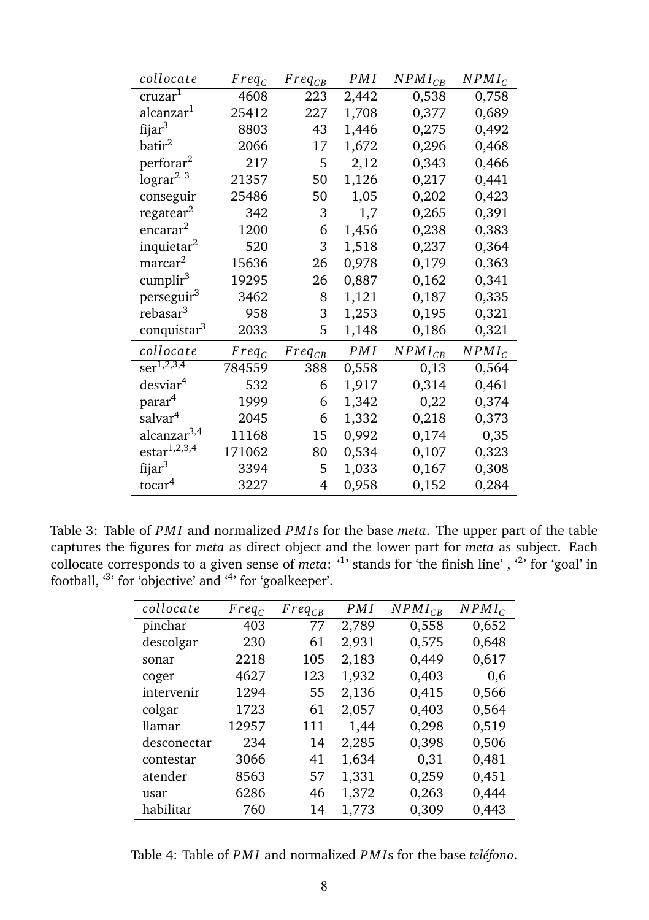| $collocate$ | $Freq_C$ | $Freq_{CB}$ | $PMI$ | $NPMI_{CB}$ | $NPMI_C$ |
|---|---|---|---|---|---|
| cruzar[1] | 4608 | 223 | 2,442 | 0,538 | 0,758 |
| alcanzar[1] | 25412 | 227 | 1,708 | 0,377 | 0,689 |
| fijar[3] | 8803 | 43 | 1,446 | 0,275 | 0,492 |
| batir[2] | 2066 | 17 | 1,672 | 0,296 | 0,468 |
| perforar[2] | 217 | 5 | 2,12 | 0,343 | 0,466 |
| lograr[2 3] | 21357 | 50 | 1,126 | 0,217 | 0,441 |
| conseguir | 25486 | 50 | 1,05 | 0,202 | 0,423 |
| regatear[2] | 342 | 3 | 1,7 | 0,265 | 0,391 |
| encarar[2] | 1200 | 6 | 1,456 | 0,238 | 0,383 |
| inquietar[2] | 520 | 3 | 1,518 | 0,237 | 0,364 |
| marcar[2] | 15636 | 26 | 0,978 | 0,179 | 0,363 |
| cumplir[3] | 19295 | 26 | 0,887 | 0,162 | 0,341 |
| perseguir[3] | 3462 | 8 | 1,121 | 0,187 | 0,335 |
| rebasar[3] | 958 | 3 | 1,253 | 0,195 | 0,321 |
| conquistar[3] | 2033 | 5 | 1,148 | 0,186 | 0,321 |
| $collocate$ | $Freq_C$ | $Freq_{CB}$ | $PMI$ | $NPMI_{CB}$ | $NPMI_C$ |
| ser[1,2,3,4] | 784559 | 388 | 0,558 | 0,13 | 0,564 |
| desviar[4] | 532 | 6 | 1,917 | 0,314 | 0,461 |
| parar[4] | 1999 | 6 | 1,342 | 0,22 | 0,374 |
| salvar[4] | 2045 | 6 | 1,332 | 0,218 | 0,373 |
| alcanzar[3,4] | 11168 | 15 | 0,992 | 0,174 | 0,35 |
| estar[1,2,3,4] | 171062 | 80 | 0,534 | 0,107 | 0,323 |
| fijar[3] | 3394 | 5 | 1,033 | 0,167 | 0,308 |
| tocar[4] | 3227 | 4 | 0,958 | 0,152 | 0,284 |

Table 3: Table of $PMI$ and normalized $PMI$s for the base *meta*. The upper part of the table captures the figures for *meta* as direct object and the lower part for *meta* as subject. Each collocate corresponds to a given sense of *meta*: '1' stands for 'the finish line' , '2' for 'goal' in football, '3' for 'objective' and '4' for 'goalkeeper'.

| $collocate$ | $Freq_C$ | $Freq_{CB}$ | $PMI$ | $NPMI_{CB}$ | $NPMI_C$ |
|---|---|---|---|---|---|
| pinchar | 403 | 77 | 2,789 | 0,558 | 0,652 |
| descolgar | 230 | 61 | 2,931 | 0,575 | 0,648 |
| sonar | 2218 | 105 | 2,183 | 0,449 | 0,617 |
| coger | 4627 | 123 | 1,932 | 0,403 | 0,6 |
| intervenir | 1294 | 55 | 2,136 | 0,415 | 0,566 |
| colgar | 1723 | 61 | 2,057 | 0,403 | 0,564 |
| llamar | 12957 | 111 | 1,44 | 0,298 | 0,519 |
| desconectar | 234 | 14 | 2,285 | 0,398 | 0,506 |
| contestar | 3066 | 41 | 1,634 | 0,31 | 0,481 |
| atender | 8563 | 57 | 1,331 | 0,259 | 0,451 |
| usar | 6286 | 46 | 1,372 | 0,263 | 0,444 |
| habilitar | 760 | 14 | 1,773 | 0,309 | 0,443 |

Table 4: Table of $PMI$ and normalized $PMI$s for the base *teléfono*.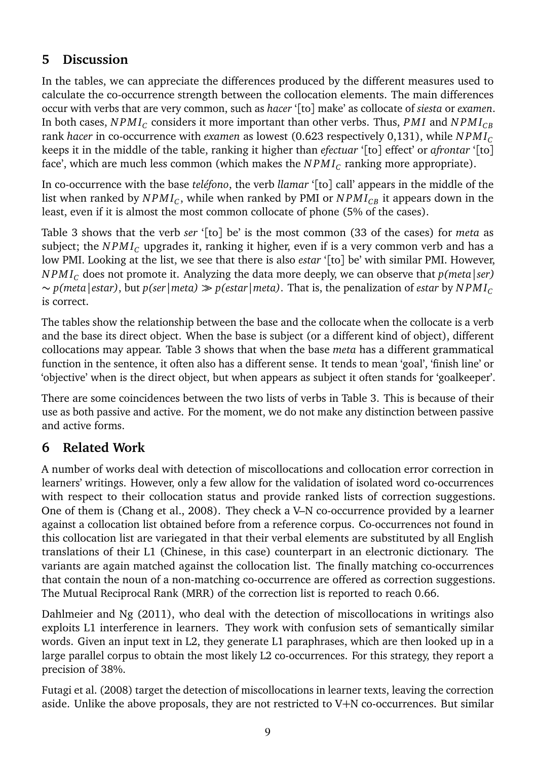## 5 Discussion

In the tables, we can appreciate the differences produced by the different measures used to calculate the co-occurrence strength between the collocation elements. The main differences occur with verbs that are very common, such as *hacer* '[to] make' as collocate of *siesta* or *examen*. In both cases, $NPMI_C$ considers it more important than other verbs. Thus, $PMI$ and $NPMI_{CB}$ rank *hacer* in co-occurrence with *examen* as lowest (0.623 respectively 0,131), while $NPMI_C$ keeps it in the middle of the table, ranking it higher than *efectuar* '[to] effect' or *afrontar* '[to] face', which are much less common (which makes the $NPMI_C$ ranking more appropriate).

In co-occurrence with the base *teléfono*, the verb *llamar* '[to] call' appears in the middle of the list when ranked by $NPMI_C$, while when ranked by PMI or $NPMI_{CB}$ it appears down in the least, even if it is almost the most common collocate of phone (5% of the cases).

Table 3 shows that the verb *ser* '[to] be' is the most common (33 of the cases) for *meta* as subject; the $NPMI_C$ upgrades it, ranking it higher, even if is a very common verb and has a low PMI. Looking at the list, we see that there is also *estar* '[to] be' with similar PMI. However, $NPMI_C$ does not promote it. Analyzing the data more deeply, we can observe that $p(meta|ser) \sim p(meta|estar)$, but $p(ser|meta) \gg p(estar|meta)$. That is, the penalization of *estar* by $NPMI_C$ is correct.

The tables show the relationship between the base and the collocate when the collocate is a verb and the base its direct object. When the base is subject (or a different kind of object), different collocations may appear. Table 3 shows that when the base *meta* has a different grammatical function in the sentence, it often also has a different sense. It tends to mean 'goal', 'finish line' or 'objective' when is the direct object, but when appears as subject it often stands for 'goalkeeper'.

There are some coincidences between the two lists of verbs in Table 3. This is because of their use as both passive and active. For the moment, we do not make any distinction between passive and active forms.

## 6 Related Work

A number of works deal with detection of miscollocations and collocation error correction in learners' writings. However, only a few allow for the validation of isolated word co-occurrences with respect to their collocation status and provide ranked lists of correction suggestions. One of them is (Chang et al., 2008). They check a V–N co-occurrence provided by a learner against a collocation list obtained before from a reference corpus. Co-occurrences not found in this collocation list are variegated in that their verbal elements are substituted by all English translations of their L1 (Chinese, in this case) counterpart in an electronic dictionary. The variants are again matched against the collocation list. The finally matching co-occurrences that contain the noun of a non-matching co-occurrence are offered as correction suggestions. The Mutual Reciprocal Rank (MRR) of the correction list is reported to reach 0.66.

Dahlmeier and Ng (2011), who deal with the detection of miscollocations in writings also exploits L1 interference in learners. They work with confusion sets of semantically similar words. Given an input text in L2, they generate L1 paraphrases, which are then looked up in a large parallel corpus to obtain the most likely L2 co-occurrences. For this strategy, they report a precision of 38%.

Futagi et al. (2008) target the detection of miscollocations in learner texts, leaving the correction aside. Unlike the above proposals, they are not restricted to V+N co-occurrences. But similar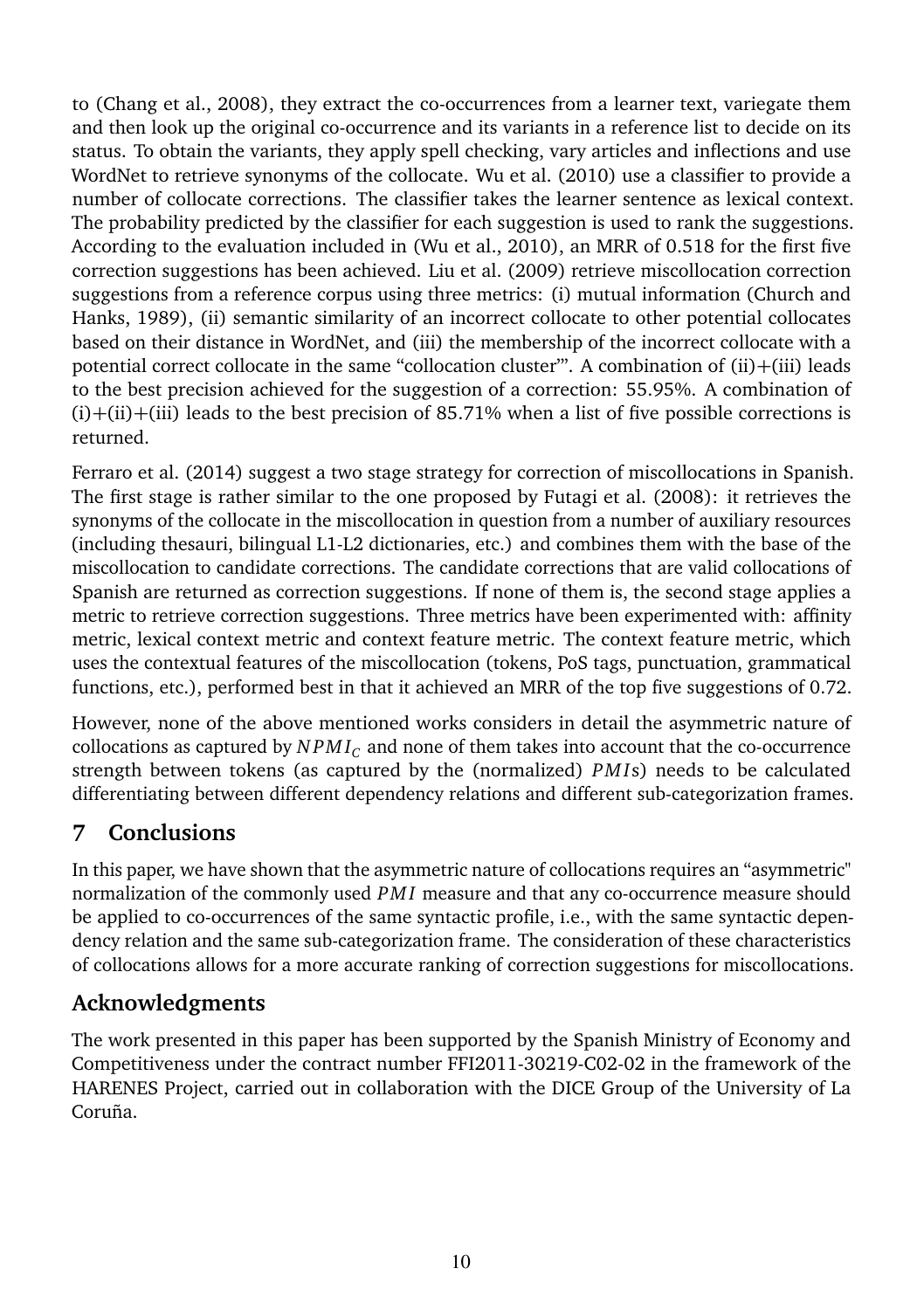to (Chang et al., 2008), they extract the co-occurrences from a learner text, variegate them and then look up the original co-occurrence and its variants in a reference list to decide on its status. To obtain the variants, they apply spell checking, vary articles and inflections and use WordNet to retrieve synonyms of the collocate. Wu et al. (2010) use a classifier to provide a number of collocate corrections. The classifier takes the learner sentence as lexical context. The probability predicted by the classifier for each suggestion is used to rank the suggestions. According to the evaluation included in (Wu et al., 2010), an MRR of 0.518 for the first five correction suggestions has been achieved. Liu et al. (2009) retrieve miscollocation correction suggestions from a reference corpus using three metrics: (i) mutual information (Church and Hanks, 1989), (ii) semantic similarity of an incorrect collocate to other potential collocates based on their distance in WordNet, and (iii) the membership of the incorrect collocate with a potential correct collocate in the same "collocation cluster"'. A combination of (ii)+(iii) leads to the best precision achieved for the suggestion of a correction: 55.95%. A combination of (i)+(ii)+(iii) leads to the best precision of 85.71% when a list of five possible corrections is returned.

Ferraro et al. (2014) suggest a two stage strategy for correction of miscollocations in Spanish. The first stage is rather similar to the one proposed by Futagi et al. (2008): it retrieves the synonyms of the collocate in the miscollocation in question from a number of auxiliary resources (including thesauri, bilingual L1-L2 dictionaries, etc.) and combines them with the base of the miscollocation to candidate corrections. The candidate corrections that are valid collocations of Spanish are returned as correction suggestions. If none of them is, the second stage applies a metric to retrieve correction suggestions. Three metrics have been experimented with: affinity metric, lexical context metric and context feature metric. The context feature metric, which uses the contextual features of the miscollocation (tokens, PoS tags, punctuation, grammatical functions, etc.), performed best in that it achieved an MRR of the top five suggestions of 0.72.

However, none of the above mentioned works considers in detail the asymmetric nature of collocations as captured by $NPMI_C$ and none of them takes into account that the co-occurrence strength between tokens (as captured by the (normalized) $PMI$s) needs to be calculated differentiating between different dependency relations and different sub-categorization frames.

## 7 Conclusions

In this paper, we have shown that the asymmetric nature of collocations requires an "asymmetric" normalization of the commonly used $PMI$ measure and that any co-occurrence measure should be applied to co-occurrences of the same syntactic profile, i.e., with the same syntactic dependency relation and the same sub-categorization frame. The consideration of these characteristics of collocations allows for a more accurate ranking of correction suggestions for miscollocations.

## Acknowledgments

The work presented in this paper has been supported by the Spanish Ministry of Economy and Competitiveness under the contract number FFI2011-30219-C02-02 in the framework of the HARENES Project, carried out in collaboration with the DICE Group of the University of La Coruña.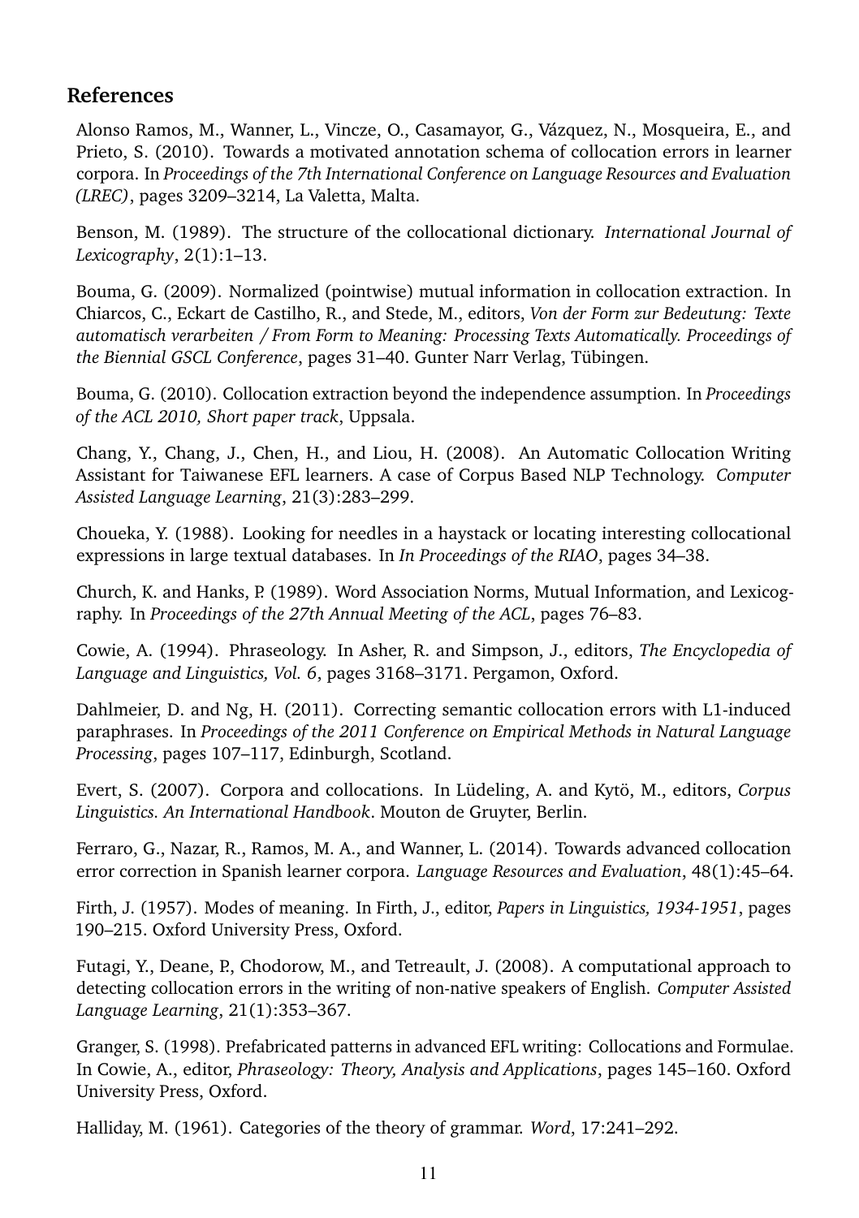## References

Alonso Ramos, M., Wanner, L., Vincze, O., Casamayor, G., Vázquez, N., Mosqueira, E., and Prieto, S. (2010). Towards a motivated annotation schema of collocation errors in learner corpora. In *Proceedings of the 7th International Conference on Language Resources and Evaluation (LREC)*, pages 3209–3214, La Valetta, Malta.

Benson, M. (1989). The structure of the collocational dictionary. *International Journal of Lexicography*, 2(1):1–13.

Bouma, G. (2009). Normalized (pointwise) mutual information in collocation extraction. In Chiarcos, C., Eckart de Castilho, R., and Stede, M., editors, *Von der Form zur Bedeutung: Texte automatisch verarbeiten / From Form to Meaning: Processing Texts Automatically. Proceedings of the Biennial GSCL Conference*, pages 31–40. Gunter Narr Verlag, Tübingen.

Bouma, G. (2010). Collocation extraction beyond the independence assumption. In *Proceedings of the ACL 2010, Short paper track*, Uppsala.

Chang, Y., Chang, J., Chen, H., and Liou, H. (2008). An Automatic Collocation Writing Assistant for Taiwanese EFL learners. A case of Corpus Based NLP Technology. *Computer Assisted Language Learning*, 21(3):283–299.

Choueka, Y. (1988). Looking for needles in a haystack or locating interesting collocational expressions in large textual databases. In *In Proceedings of the RIAO*, pages 34–38.

Church, K. and Hanks, P. (1989). Word Association Norms, Mutual Information, and Lexicography. In *Proceedings of the 27th Annual Meeting of the ACL*, pages 76–83.

Cowie, A. (1994). Phraseology. In Asher, R. and Simpson, J., editors, *The Encyclopedia of Language and Linguistics, Vol. 6*, pages 3168–3171. Pergamon, Oxford.

Dahlmeier, D. and Ng, H. (2011). Correcting semantic collocation errors with L1-induced paraphrases. In *Proceedings of the 2011 Conference on Empirical Methods in Natural Language Processing*, pages 107–117, Edinburgh, Scotland.

Evert, S. (2007). Corpora and collocations. In Lüdeling, A. and Kytö, M., editors, *Corpus Linguistics. An International Handbook*. Mouton de Gruyter, Berlin.

Ferraro, G., Nazar, R., Ramos, M. A., and Wanner, L. (2014). Towards advanced collocation error correction in Spanish learner corpora. *Language Resources and Evaluation*, 48(1):45–64.

Firth, J. (1957). Modes of meaning. In Firth, J., editor, *Papers in Linguistics, 1934-1951*, pages 190–215. Oxford University Press, Oxford.

Futagi, Y., Deane, P., Chodorow, M., and Tetreault, J. (2008). A computational approach to detecting collocation errors in the writing of non-native speakers of English. *Computer Assisted Language Learning*, 21(1):353–367.

Granger, S. (1998). Prefabricated patterns in advanced EFL writing: Collocations and Formulae. In Cowie, A., editor, *Phraseology: Theory, Analysis and Applications*, pages 145–160. Oxford University Press, Oxford.

Halliday, M. (1961). Categories of the theory of grammar. *Word*, 17:241–292.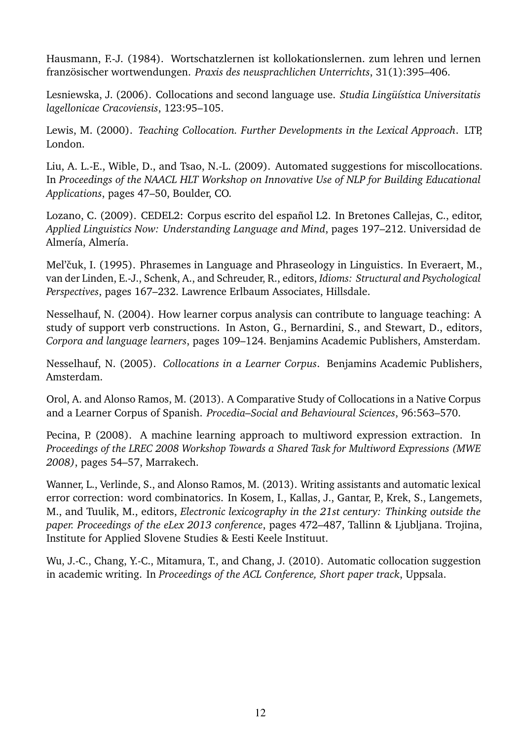Hausmann, F.-J. (1984). Wortschatzlernen ist kollokationslernen. zum lehren und lernen französischer wortwendungen. *Praxis des neusprachlichen Unterrichts*, 31(1):395–406.

Lesniewska, J. (2006). Collocations and second language use. *Studia Lingüística Universitatis lagellonicae Cracoviensis*, 123:95–105.

Lewis, M. (2000). *Teaching Collocation. Further Developments in the Lexical Approach*. LTP, London.

Liu, A. L.-E., Wible, D., and Tsao, N.-L. (2009). Automated suggestions for miscollocations. In *Proceedings of the NAACL HLT Workshop on Innovative Use of NLP for Building Educational Applications*, pages 47–50, Boulder, CO.

Lozano, C. (2009). CEDEL2: Corpus escrito del español L2. In Bretones Callejas, C., editor, *Applied Linguistics Now: Understanding Language and Mind*, pages 197–212. Universidad de Almería, Almería.

Mel'čuk, I. (1995). Phrasemes in Language and Phraseology in Linguistics. In Everaert, M., van der Linden, E.-J., Schenk, A., and Schreuder, R., editors, *Idioms: Structural and Psychological Perspectives*, pages 167–232. Lawrence Erlbaum Associates, Hillsdale.

Nesselhauf, N. (2004). How learner corpus analysis can contribute to language teaching: A study of support verb constructions. In Aston, G., Bernardini, S., and Stewart, D., editors, *Corpora and language learners*, pages 109–124. Benjamins Academic Publishers, Amsterdam.

Nesselhauf, N. (2005). *Collocations in a Learner Corpus*. Benjamins Academic Publishers, Amsterdam.

Orol, A. and Alonso Ramos, M. (2013). A Comparative Study of Collocations in a Native Corpus and a Learner Corpus of Spanish. *Procedia–Social and Behavioural Sciences*, 96:563–570.

Pecina, P. (2008). A machine learning approach to multiword expression extraction. In *Proceedings of the LREC 2008 Workshop Towards a Shared Task for Multiword Expressions (MWE 2008)*, pages 54–57, Marrakech.

Wanner, L., Verlinde, S., and Alonso Ramos, M. (2013). Writing assistants and automatic lexical error correction: word combinatorics. In Kosem, I., Kallas, J., Gantar, P., Krek, S., Langemets, M., and Tuulik, M., editors, *Electronic lexicography in the 21st century: Thinking outside the paper. Proceedings of the eLex 2013 conference*, pages 472–487, Tallinn & Ljubljana. Trojina, Institute for Applied Slovene Studies & Eesti Keele Instituut.

Wu, J.-C., Chang, Y.-C., Mitamura, T., and Chang, J. (2010). Automatic collocation suggestion in academic writing. In *Proceedings of the ACL Conference, Short paper track*, Uppsala.